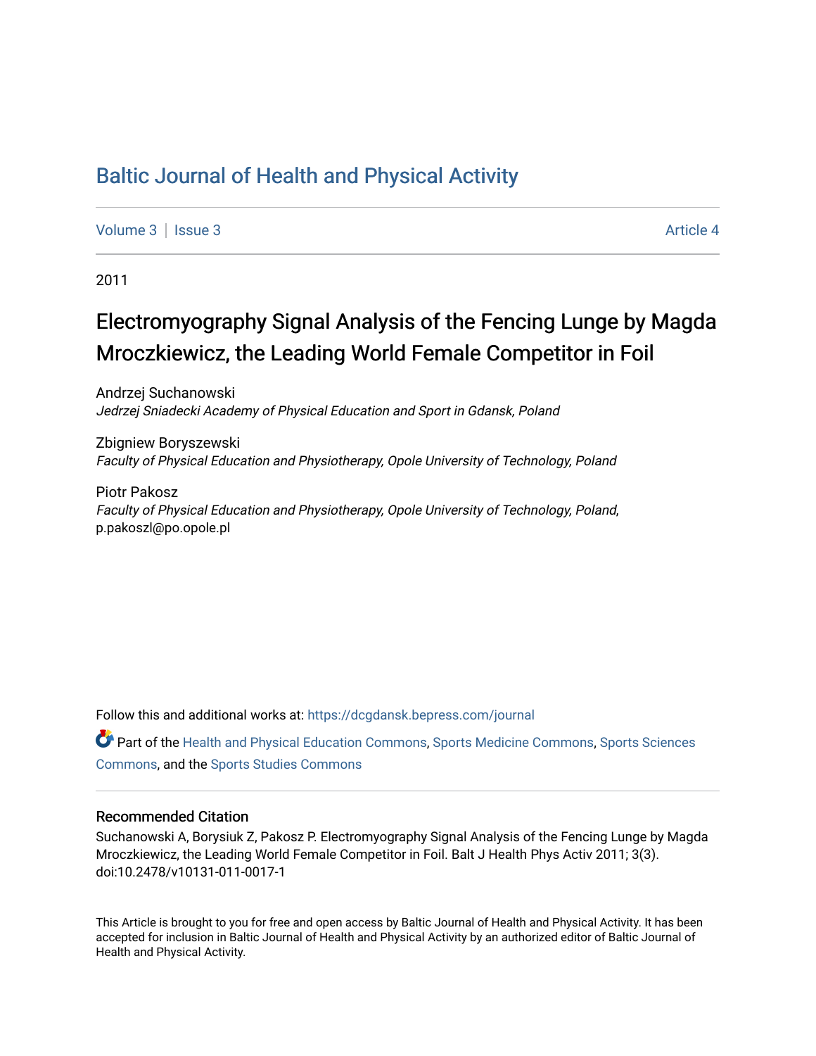# Baltic Journal of Health and Physical Activity

Volume 3 | Issue 3 Article 4

2011

## Electromyography Signal Analysis of the Fencing Lunge by Magda Mroczkiewicz, the Leading World Female Competitor in Foil

Andrzej Suchanowski
*Jedrzej Sniadecki Academy of Physical Education and Sport in Gdansk, Poland*

Zbigniew Boryszewski
*Faculty of Physical Education and Physiotherapy, Opole University of Technology, Poland*

Piotr Pakosz
*Faculty of Physical Education and Physiotherapy, Opole University of Technology, Poland,*
p.pakoszl@po.opole.pl

Follow this and additional works at: https://dcgdansk.bepress.com/journal

Part of the Health and Physical Education Commons, Sports Medicine Commons, Sports Sciences Commons, and the Sports Studies Commons

### Recommended Citation

Suchanowski A, Borysiuk Z, Pakosz P. Electromyography Signal Analysis of the Fencing Lunge by Magda Mroczkiewicz, the Leading World Female Competitor in Foil. Balt J Health Phys Activ 2011; 3(3). doi:10.2478/v10131-011-0017-1

This Article is brought to you for free and open access by Baltic Journal of Health and Physical Activity. It has been accepted for inclusion in Baltic Journal of Health and Physical Activity by an authorized editor of Baltic Journal of Health and Physical Activity.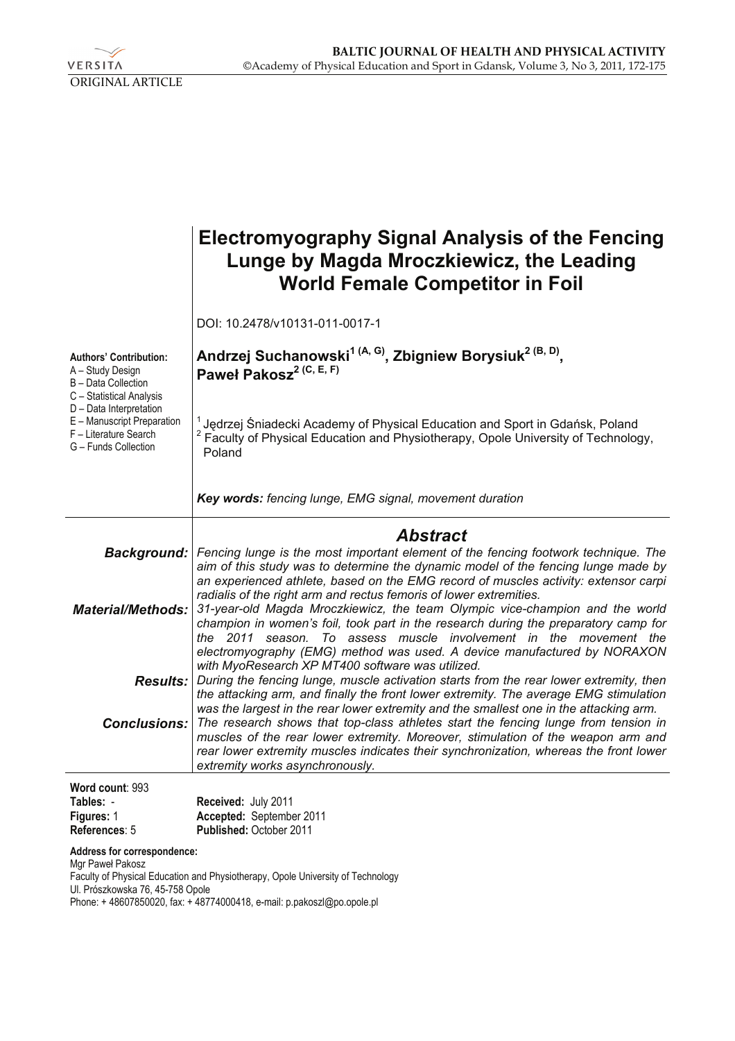ORIGINAL ARTICLE

# Electromyography Signal Analysis of the Fencing Lunge by Magda Mroczkiewicz, the Leading World Female Competitor in Foil

DOI: 10.2478/v10131-011-0017-1

**Authors' Contribution:**
A – Study Design
B – Data Collection
C – Statistical Analysis
D – Data Interpretation
E – Manuscript Preparation
F – Literature Search
G – Funds Collection

**Andrzej Suchanowski[1 (A, G)], Zbigniew Borysiuk[2 (B, D)], Paweł Pakosz[2 (C, E, F)]**

[1] Jędrzej Śniadecki Academy of Physical Education and Sport in Gdańsk, Poland
[2] Faculty of Physical Education and Physiotherapy, Opole University of Technology, Poland

***Key words:** fencing lunge, EMG signal, movement duration*

## Abstract

***Background:*** *Fencing lunge is the most important element of the fencing footwork technique. The aim of this study was to determine the dynamic model of the fencing lunge made by an experienced athlete, based on the EMG record of muscles activity: extensor carpi radialis of the right arm and rectus femoris of lower extremities.*

***Material/Methods:*** *31-year-old Magda Mroczkiewicz, the team Olympic vice-champion and the world champion in women's foil, took part in the research during the preparatory camp for the 2011 season. To assess muscle involvement in the movement the electromyography (EMG) method was used. A device manufactured by NORAXON with MyoResearch XP MT400 software was utilized.*

***Results:*** *During the fencing lunge, muscle activation starts from the rear lower extremity, then the attacking arm, and finally the front lower extremity. The average EMG stimulation was the largest in the rear lower extremity and the smallest one in the attacking arm.*

***Conclusions:*** *The research shows that top-class athletes start the fencing lunge from tension in muscles of the rear lower extremity. Moreover, stimulation of the weapon arm and rear lower extremity muscles indicates their synchronization, whereas the front lower extremity works asynchronously.*

**Word count**: 993
**Tables:** -
**Figures:** 1
**References**: 5

**Received:** July 2011
**Accepted:** September 2011
**Published:** October 2011

**Address for correspondence:**
Mgr Paweł Pakosz
Faculty of Physical Education and Physiotherapy, Opole University of Technology
Ul. Prószkowska 76, 45-758 Opole
Phone: + 48607850020, fax: + 48774000418, e-mail: p.pakoszl@po.opole.pl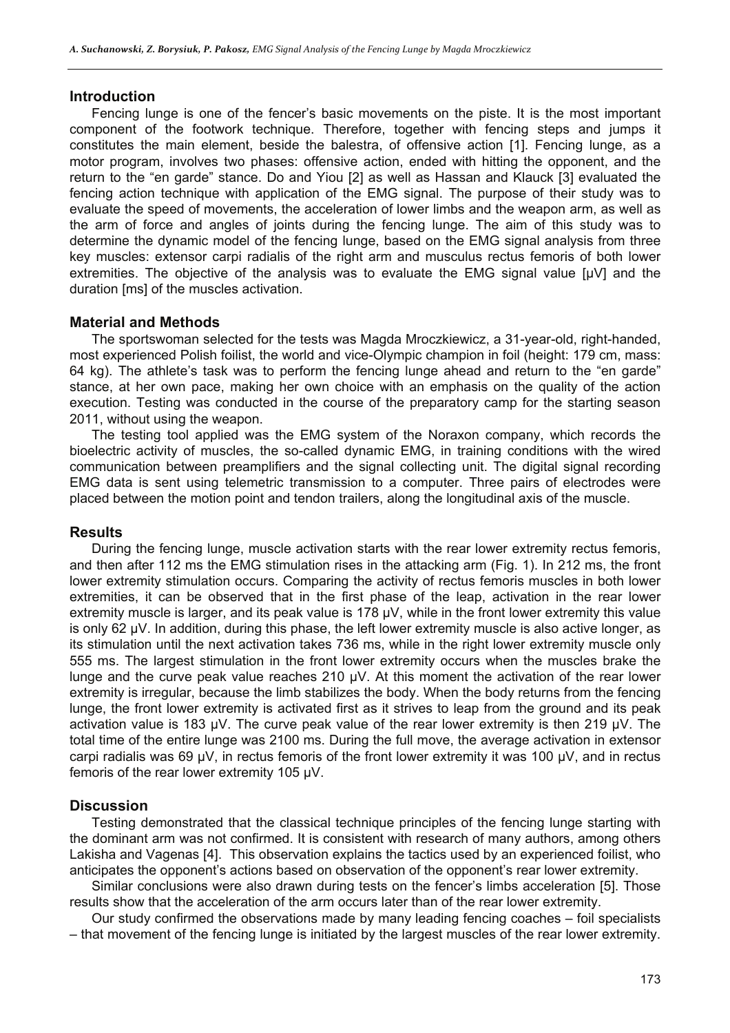## Introduction

Fencing lunge is one of the fencer's basic movements on the piste. It is the most important component of the footwork technique. Therefore, together with fencing steps and jumps it constitutes the main element, beside the balestra, of offensive action [1]. Fencing lunge, as a motor program, involves two phases: offensive action, ended with hitting the opponent, and the return to the "en garde" stance. Do and Yiou [2] as well as Hassan and Klauck [3] evaluated the fencing action technique with application of the EMG signal. The purpose of their study was to evaluate the speed of movements, the acceleration of lower limbs and the weapon arm, as well as the arm of force and angles of joints during the fencing lunge. The aim of this study was to determine the dynamic model of the fencing lunge, based on the EMG signal analysis from three key muscles: extensor carpi radialis of the right arm and musculus rectus femoris of both lower extremities. The objective of the analysis was to evaluate the EMG signal value [µV] and the duration [ms] of the muscles activation.

## Material and Methods

The sportswoman selected for the tests was Magda Mroczkiewicz, a 31-year-old, right-handed, most experienced Polish foilist, the world and vice-Olympic champion in foil (height: 179 cm, mass: 64 kg). The athlete's task was to perform the fencing lunge ahead and return to the "en garde" stance, at her own pace, making her own choice with an emphasis on the quality of the action execution. Testing was conducted in the course of the preparatory camp for the starting season 2011, without using the weapon.

The testing tool applied was the EMG system of the Noraxon company, which records the bioelectric activity of muscles, the so-called dynamic EMG, in training conditions with the wired communication between preamplifiers and the signal collecting unit. The digital signal recording EMG data is sent using telemetric transmission to a computer. Three pairs of electrodes were placed between the motion point and tendon trailers, along the longitudinal axis of the muscle.

## Results

During the fencing lunge, muscle activation starts with the rear lower extremity rectus femoris, and then after 112 ms the EMG stimulation rises in the attacking arm (Fig. 1). In 212 ms, the front lower extremity stimulation occurs. Comparing the activity of rectus femoris muscles in both lower extremities, it can be observed that in the first phase of the leap, activation in the rear lower extremity muscle is larger, and its peak value is 178 µV, while in the front lower extremity this value is only 62 µV. In addition, during this phase, the left lower extremity muscle is also active longer, as its stimulation until the next activation takes 736 ms, while in the right lower extremity muscle only 555 ms. The largest stimulation in the front lower extremity occurs when the muscles brake the lunge and the curve peak value reaches 210 µV. At this moment the activation of the rear lower extremity is irregular, because the limb stabilizes the body. When the body returns from the fencing lunge, the front lower extremity is activated first as it strives to leap from the ground and its peak activation value is 183 µV. The curve peak value of the rear lower extremity is then 219 µV. The total time of the entire lunge was 2100 ms. During the full move, the average activation in extensor carpi radialis was 69 µV, in rectus femoris of the front lower extremity it was 100 µV, and in rectus femoris of the rear lower extremity 105 µV.

## Discussion

Testing demonstrated that the classical technique principles of the fencing lunge starting with the dominant arm was not confirmed. It is consistent with research of many authors, among others Lakisha and Vagenas [4]. This observation explains the tactics used by an experienced foilist, who anticipates the opponent's actions based on observation of the opponent's rear lower extremity.

Similar conclusions were also drawn during tests on the fencer's limbs acceleration [5]. Those results show that the acceleration of the arm occurs later than of the rear lower extremity.

Our study confirmed the observations made by many leading fencing coaches – foil specialists – that movement of the fencing lunge is initiated by the largest muscles of the rear lower extremity.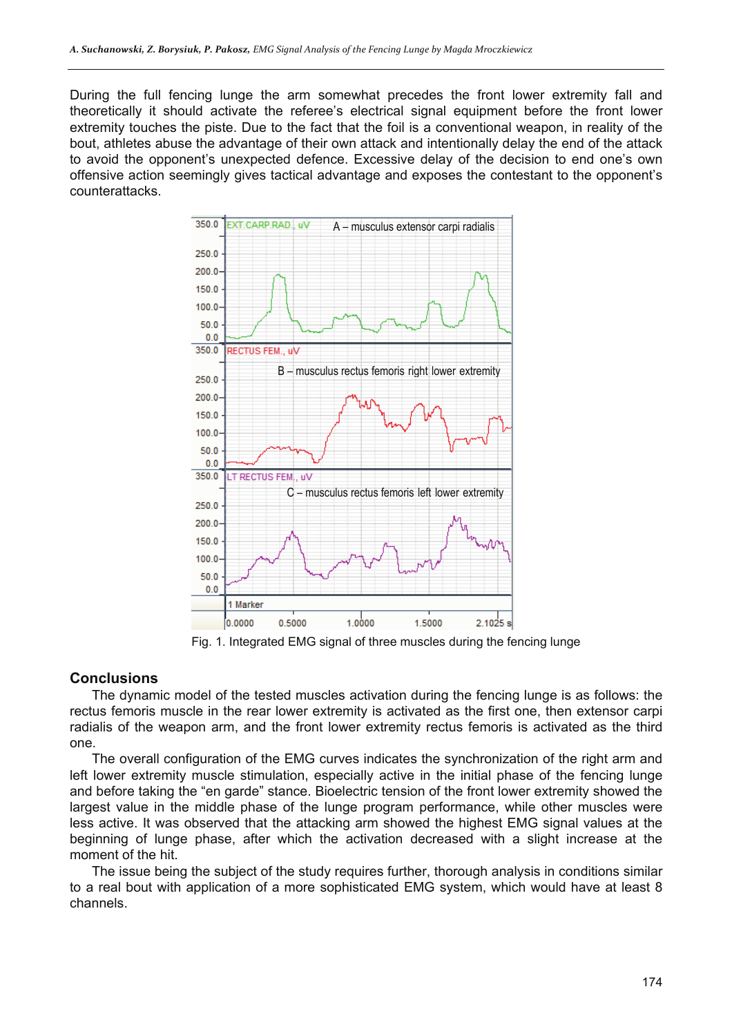During the full fencing lunge the arm somewhat precedes the front lower extremity fall and theoretically it should activate the referee's electrical signal equipment before the front lower extremity touches the piste. Due to the fact that the foil is a conventional weapon, in reality of the bout, athletes abuse the advantage of their own attack and intentionally delay the end of the attack to avoid the opponent's unexpected defence. Excessive delay of the decision to end one's own offensive action seemingly gives tactical advantage and exposes the contestant to the opponent's counterattacks.

Fig. 1. Integrated EMG signal of three muscles during the fencing lunge

## Conclusions

The dynamic model of the tested muscles activation during the fencing lunge is as follows: the rectus femoris muscle in the rear lower extremity is activated as the first one, then extensor carpi radialis of the weapon arm, and the front lower extremity rectus femoris is activated as the third one.

The overall configuration of the EMG curves indicates the synchronization of the right arm and left lower extremity muscle stimulation, especially active in the initial phase of the fencing lunge and before taking the "en garde" stance. Bioelectric tension of the front lower extremity showed the largest value in the middle phase of the lunge program performance, while other muscles were less active. It was observed that the attacking arm showed the highest EMG signal values at the beginning of lunge phase, after which the activation decreased with a slight increase at the moment of the hit.

The issue being the subject of the study requires further, thorough analysis in conditions similar to a real bout with application of a more sophisticated EMG system, which would have at least 8 channels.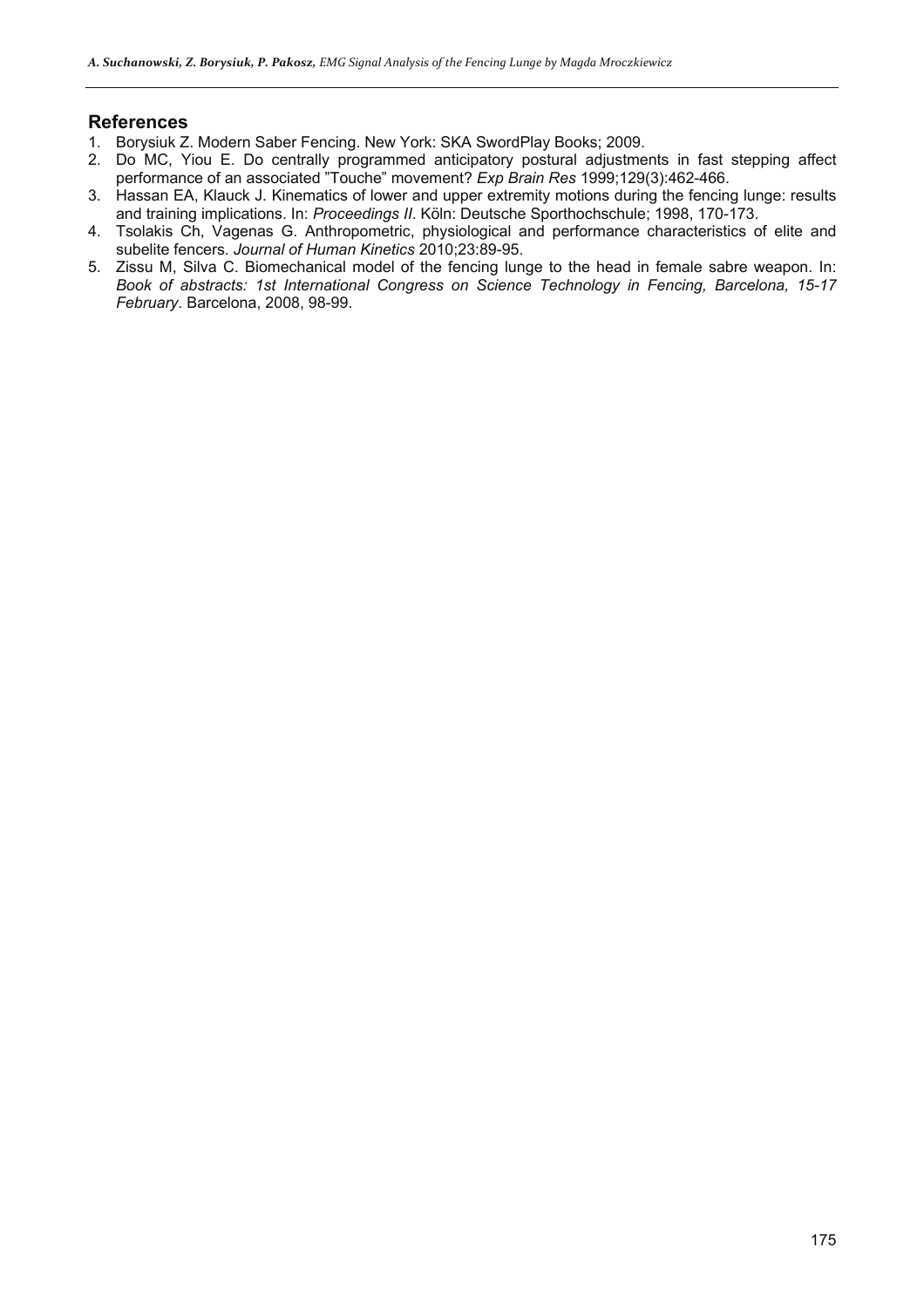## References

1. Borysiuk Z. Modern Saber Fencing. New York: SKA SwordPlay Books; 2009.
2. Do MC, Yiou E. Do centrally programmed anticipatory postural adjustments in fast stepping affect performance of an associated "Touche" movement? *Exp Brain Res* 1999;129(3):462-466.
3. Hassan EA, Klauck J. Kinematics of lower and upper extremity motions during the fencing lunge: results and training implications. In: *Proceedings II*. Köln: Deutsche Sporthochschule; 1998, 170-173.
4. Tsolakis Ch, Vagenas G. Anthropometric, physiological and performance characteristics of elite and subelite fencers. *Journal of Human Kinetics* 2010;23:89-95.
5. Zissu M, Silva C. Biomechanical model of the fencing lunge to the head in female sabre weapon. In: *Book of abstracts: 1st International Congress on Science Technology in Fencing, Barcelona, 15-17 February*. Barcelona, 2008, 98-99.